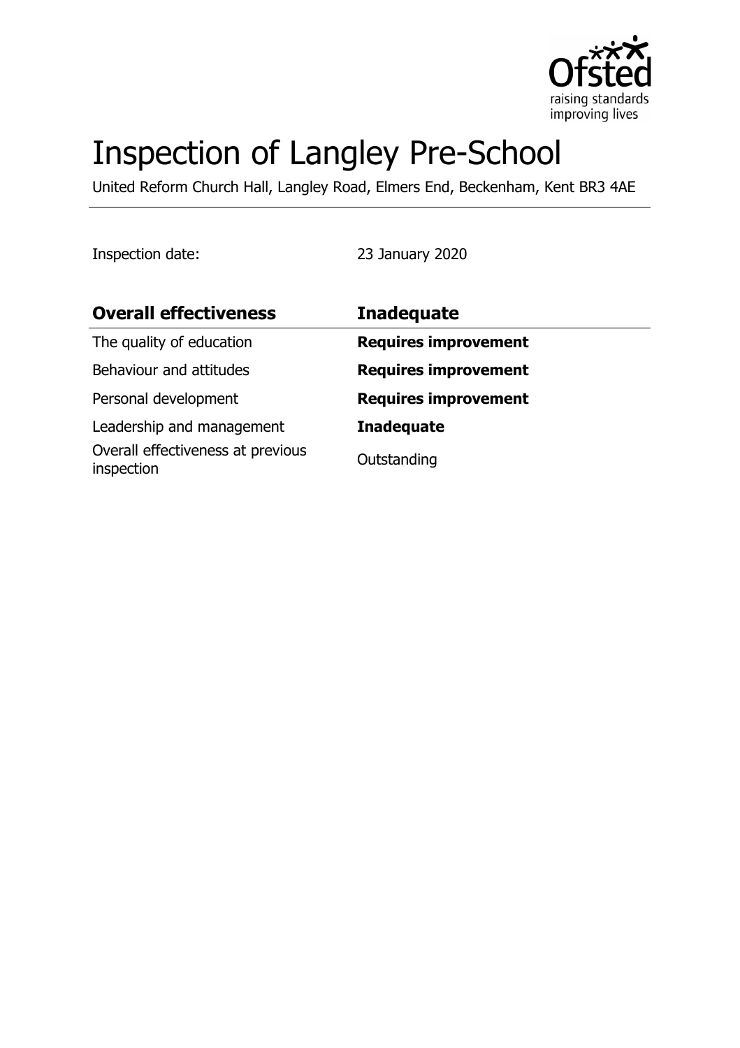# Inspection of Langley Pre-School

United Reform Church Hall, Langley Road, Elmers End, Beckenham, Kent BR3 4AE

Inspection date: 23 January 2020

| **Overall effectiveness** | **Inadequate** |
| --- | --- |
| The quality of education | **Requires improvement** |
| Behaviour and attitudes | **Requires improvement** |
| Personal development | **Requires improvement** |
| Leadership and management | **Inadequate** |
| Overall effectiveness at previous inspection | Outstanding |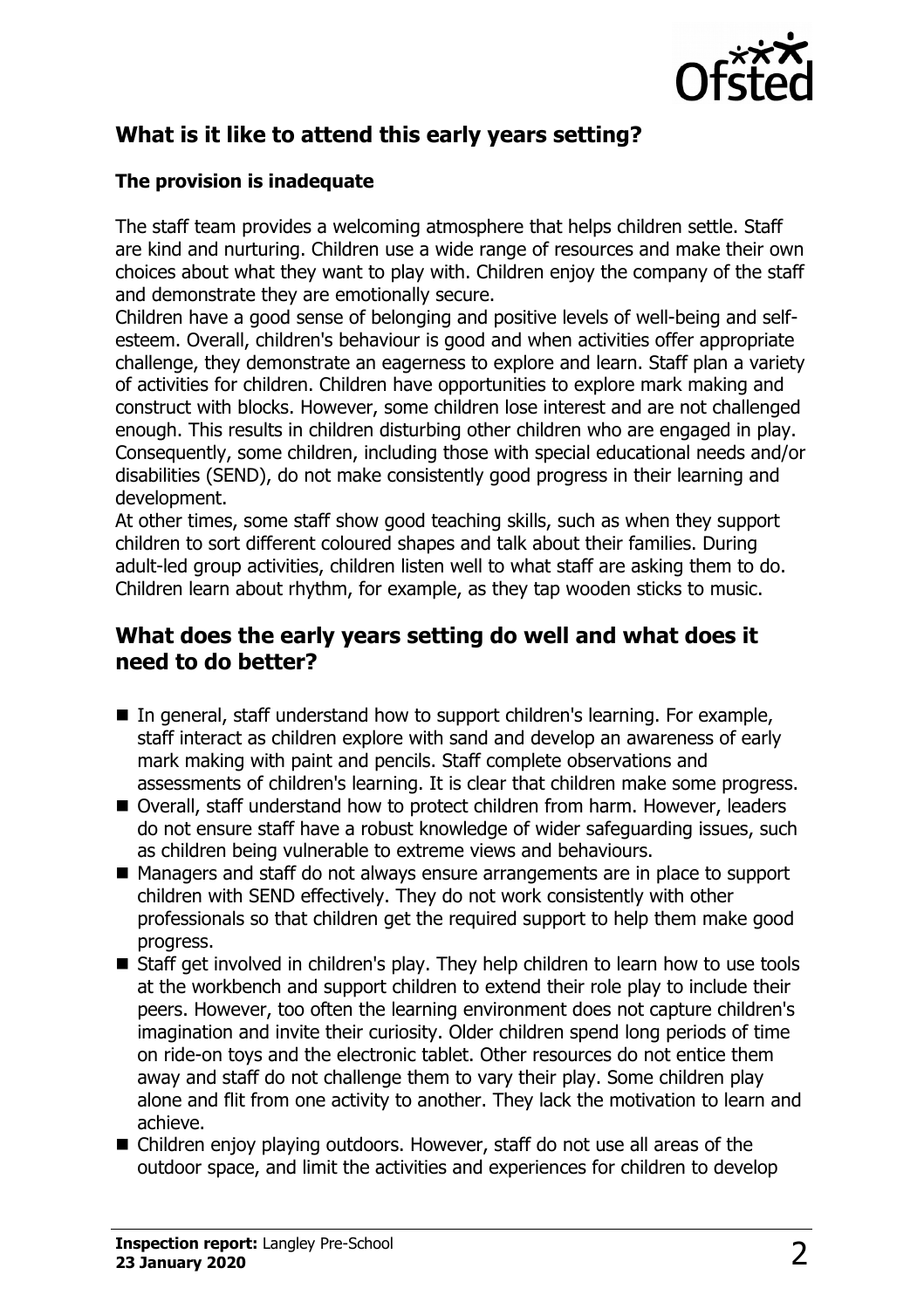## What is it like to attend this early years setting?

### The provision is inadequate

The staff team provides a welcoming atmosphere that helps children settle. Staff are kind and nurturing. Children use a wide range of resources and make their own choices about what they want to play with. Children enjoy the company of the staff and demonstrate they are emotionally secure.

Children have a good sense of belonging and positive levels of well-being and self-esteem. Overall, children's behaviour is good and when activities offer appropriate challenge, they demonstrate an eagerness to explore and learn. Staff plan a variety of activities for children. Children have opportunities to explore mark making and construct with blocks. However, some children lose interest and are not challenged enough. This results in children disturbing other children who are engaged in play. Consequently, some children, including those with special educational needs and/or disabilities (SEND), do not make consistently good progress in their learning and development.

At other times, some staff show good teaching skills, such as when they support children to sort different coloured shapes and talk about their families. During adult-led group activities, children listen well to what staff are asking them to do. Children learn about rhythm, for example, as they tap wooden sticks to music.

## What does the early years setting do well and what does it need to do better?

- In general, staff understand how to support children's learning. For example, staff interact as children explore with sand and develop an awareness of early mark making with paint and pencils. Staff complete observations and assessments of children's learning. It is clear that children make some progress.
- Overall, staff understand how to protect children from harm. However, leaders do not ensure staff have a robust knowledge of wider safeguarding issues, such as children being vulnerable to extreme views and behaviours.
- Managers and staff do not always ensure arrangements are in place to support children with SEND effectively. They do not work consistently with other professionals so that children get the required support to help them make good progress.
- Staff get involved in children's play. They help children to learn how to use tools at the workbench and support children to extend their role play to include their peers. However, too often the learning environment does not capture children's imagination and invite their curiosity. Older children spend long periods of time on ride-on toys and the electronic tablet. Other resources do not entice them away and staff do not challenge them to vary their play. Some children play alone and flit from one activity to another. They lack the motivation to learn and achieve.
- Children enjoy playing outdoors. However, staff do not use all areas of the outdoor space, and limit the activities and experiences for children to develop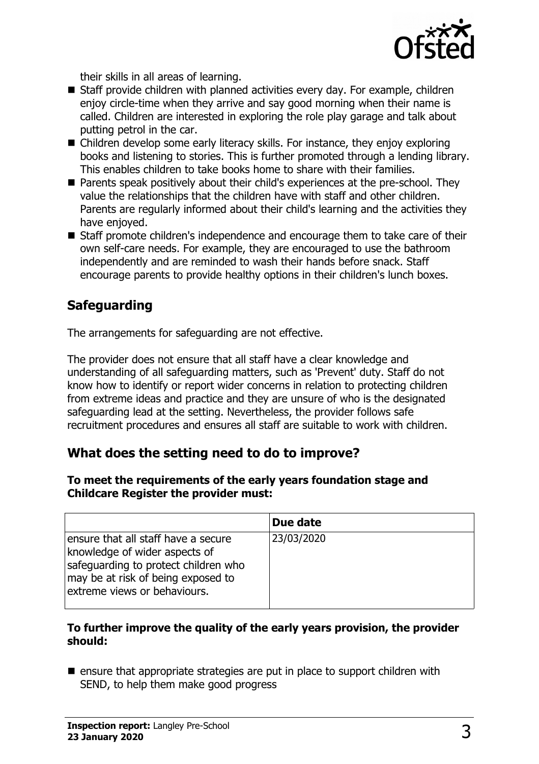their skills in all areas of learning.

- Staff provide children with planned activities every day. For example, children enjoy circle-time when they arrive and say good morning when their name is called. Children are interested in exploring the role play garage and talk about putting petrol in the car.
- Children develop some early literacy skills. For instance, they enjoy exploring books and listening to stories. This is further promoted through a lending library. This enables children to take books home to share with their families.
- Parents speak positively about their child's experiences at the pre-school. They value the relationships that the children have with staff and other children. Parents are regularly informed about their child's learning and the activities they have enjoyed.
- Staff promote children's independence and encourage them to take care of their own self-care needs. For example, they are encouraged to use the bathroom independently and are reminded to wash their hands before snack. Staff encourage parents to provide healthy options in their children's lunch boxes.

## Safeguarding

The arrangements for safeguarding are not effective.

The provider does not ensure that all staff have a clear knowledge and understanding of all safeguarding matters, such as 'Prevent' duty. Staff do not know how to identify or report wider concerns in relation to protecting children from extreme ideas and practice and they are unsure of who is the designated safeguarding lead at the setting. Nevertheless, the provider follows safe recruitment procedures and ensures all staff are suitable to work with children.

## What does the setting need to do to improve?

**To meet the requirements of the early years foundation stage and Childcare Register the provider must:**

| | Due date |
|---|---|
| ensure that all staff have a secure knowledge of wider aspects of safeguarding to protect children who may be at risk of being exposed to extreme views or behaviours. | 23/03/2020 |

**To further improve the quality of the early years provision, the provider should:**

- ensure that appropriate strategies are put in place to support children with SEND, to help them make good progress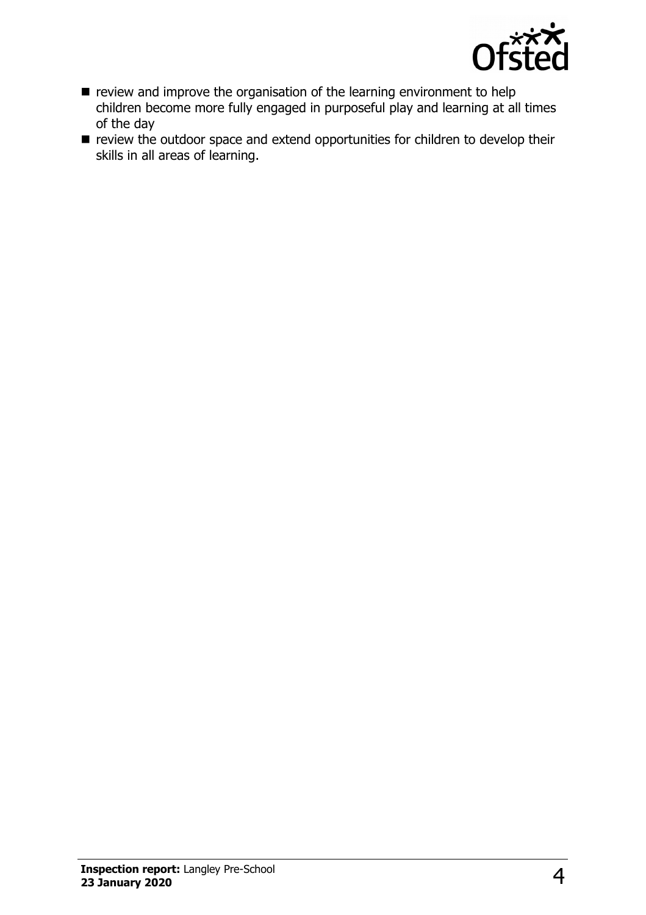- review and improve the organisation of the learning environment to help children become more fully engaged in purposeful play and learning at all times of the day
- review the outdoor space and extend opportunities for children to develop their skills in all areas of learning.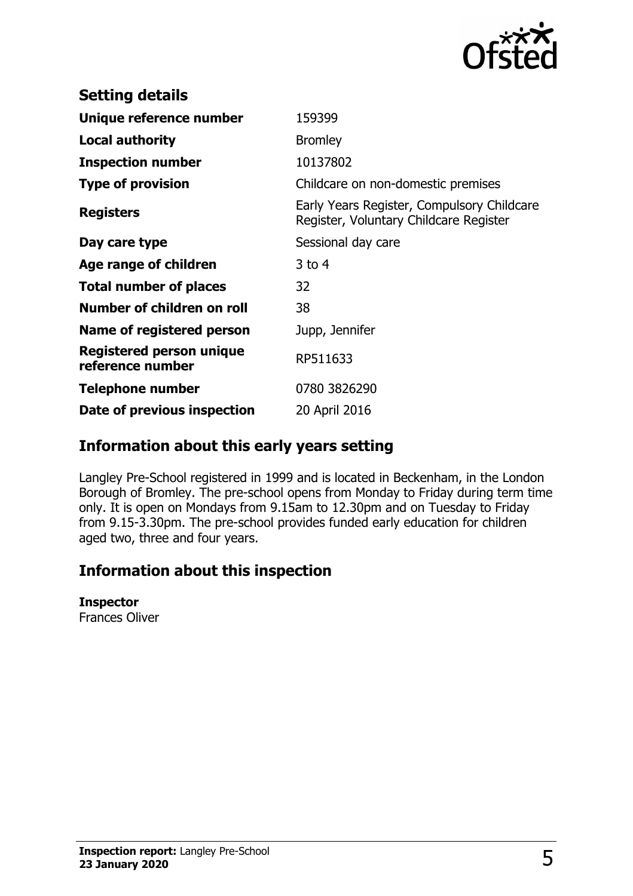## Setting details

| | |
|---|---|
| **Unique reference number** | 159399 |
| **Local authority** | Bromley |
| **Inspection number** | 10137802 |
| **Type of provision** | Childcare on non-domestic premises |
| **Registers** | Early Years Register, Compulsory Childcare Register, Voluntary Childcare Register |
| **Day care type** | Sessional day care |
| **Age range of children** | 3 to 4 |
| **Total number of places** | 32 |
| **Number of children on roll** | 38 |
| **Name of registered person** | Jupp, Jennifer |
| **Registered person unique reference number** | RP511633 |
| **Telephone number** | 0780 3826290 |
| **Date of previous inspection** | 20 April 2016 |

## Information about this early years setting

Langley Pre-School registered in 1999 and is located in Beckenham, in the London Borough of Bromley. The pre-school opens from Monday to Friday during term time only. It is open on Mondays from 9.15am to 12.30pm and on Tuesday to Friday from 9.15-3.30pm. The pre-school provides funded early education for children aged two, three and four years.

## Information about this inspection

**Inspector**
Frances Oliver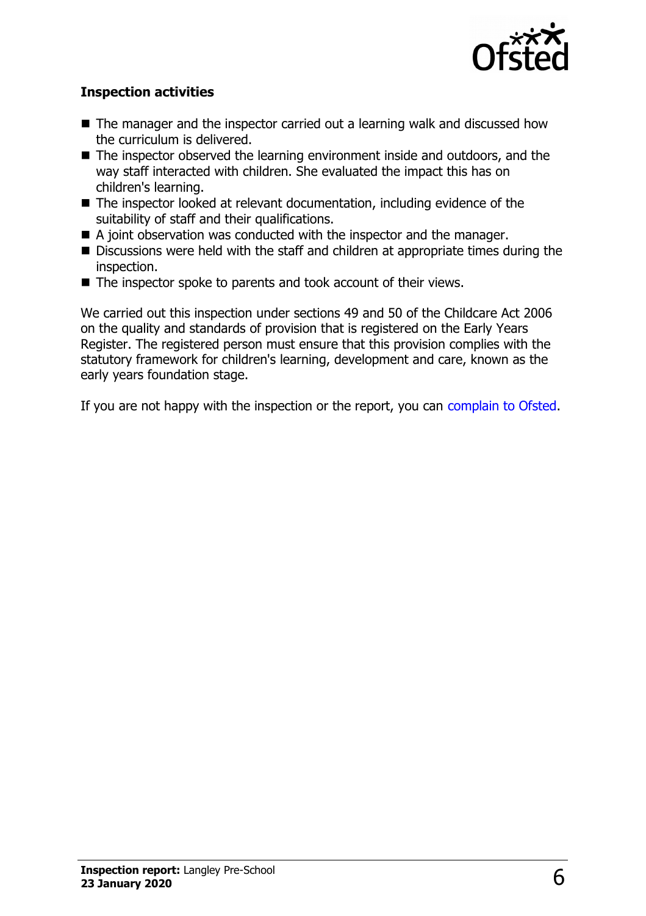### Inspection activities

- The manager and the inspector carried out a learning walk and discussed how the curriculum is delivered.
- The inspector observed the learning environment inside and outdoors, and the way staff interacted with children. She evaluated the impact this has on children's learning.
- The inspector looked at relevant documentation, including evidence of the suitability of staff and their qualifications.
- A joint observation was conducted with the inspector and the manager.
- Discussions were held with the staff and children at appropriate times during the inspection.
- The inspector spoke to parents and took account of their views.

We carried out this inspection under sections 49 and 50 of the Childcare Act 2006 on the quality and standards of provision that is registered on the Early Years Register. The registered person must ensure that this provision complies with the statutory framework for children's learning, development and care, known as the early years foundation stage.

If you are not happy with the inspection or the report, you can complain to Ofsted.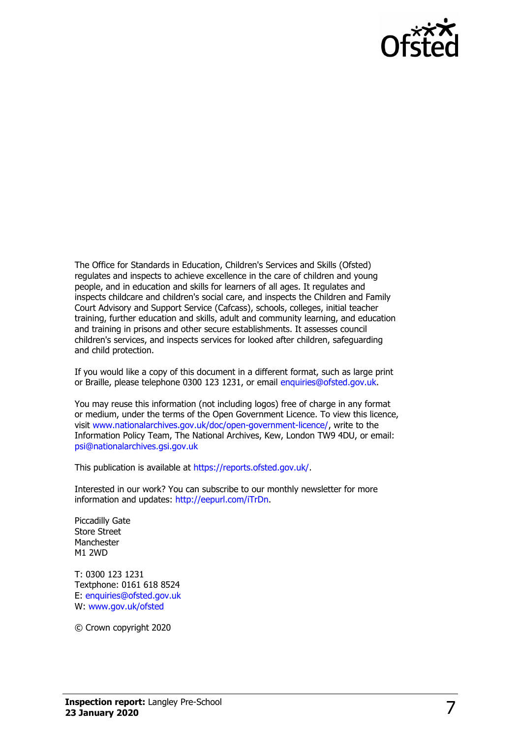The Office for Standards in Education, Children's Services and Skills (Ofsted) regulates and inspects to achieve excellence in the care of children and young people, and in education and skills for learners of all ages. It regulates and inspects childcare and children's social care, and inspects the Children and Family Court Advisory and Support Service (Cafcass), schools, colleges, initial teacher training, further education and skills, adult and community learning, and education and training in prisons and other secure establishments. It assesses council children's services, and inspects services for looked after children, safeguarding and child protection.

If you would like a copy of this document in a different format, such as large print or Braille, please telephone 0300 123 1231, or email enquiries@ofsted.gov.uk.

You may reuse this information (not including logos) free of charge in any format or medium, under the terms of the Open Government Licence. To view this licence, visit www.nationalarchives.gov.uk/doc/open-government-licence/, write to the Information Policy Team, The National Archives, Kew, London TW9 4DU, or email: psi@nationalarchives.gsi.gov.uk

This publication is available at https://reports.ofsted.gov.uk/.

Interested in our work? You can subscribe to our monthly newsletter for more information and updates: http://eepurl.com/iTrDn.

Piccadilly Gate
Store Street
Manchester
M1 2WD

T: 0300 123 1231
Textphone: 0161 618 8524
E: enquiries@ofsted.gov.uk
W: www.gov.uk/ofsted

© Crown copyright 2020